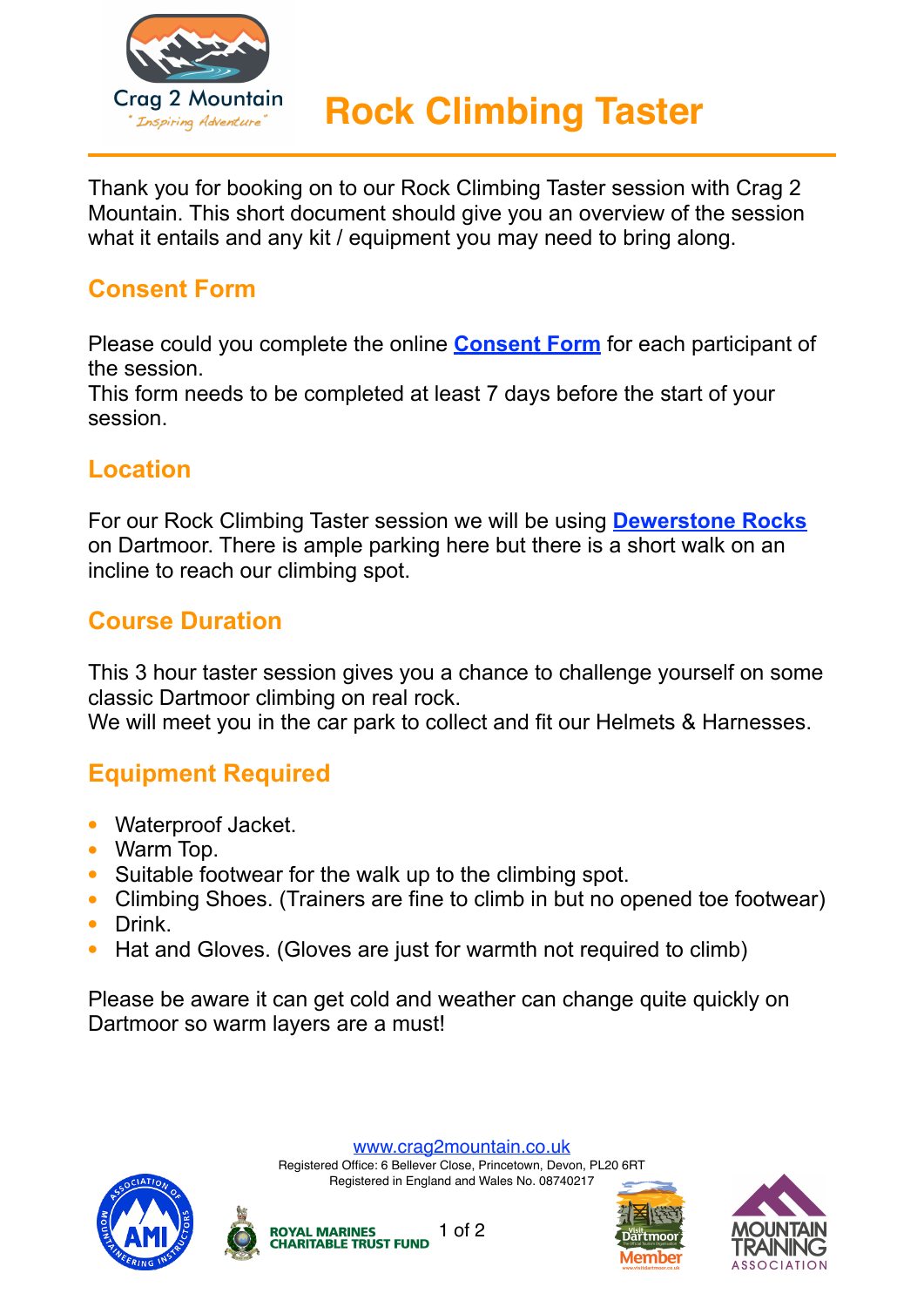Crag 2 Mountain
"Inspiring Adventure"

# Rock Climbing Taster

Thank you for booking on to our Rock Climbing Taster session with Crag 2 Mountain. This short document should give you an overview of the session what it entails and any kit / equipment you may need to bring along.

## Consent Form

Please could you complete the online **Consent Form** for each participant of the session.
This form needs to be completed at least 7 days before the start of your session.

## Location

For our Rock Climbing Taster session we will be using **Dewerstone Rocks** on Dartmoor. There is ample parking here but there is a short walk on an incline to reach our climbing spot.

## Course Duration

This 3 hour taster session gives you a chance to challenge yourself on some classic Dartmoor climbing on real rock.
We will meet you in the car park to collect and fit our Helmets & Harnesses.

## Equipment Required

- Waterproof Jacket.
- Warm Top.
- Suitable footwear for the walk up to the climbing spot.
- Climbing Shoes. (Trainers are fine to climb in but no opened toe footwear)
- Drink.
- Hat and Gloves. (Gloves are just for warmth not required to climb)

Please be aware it can get cold and weather can change quite quickly on Dartmoor so warm layers are a must!

www.crag2mountain.co.uk
Registered Office: 6 Bellever Close, Princetown, Devon, PL20 6RT
Registered in England and Wales No. 08740217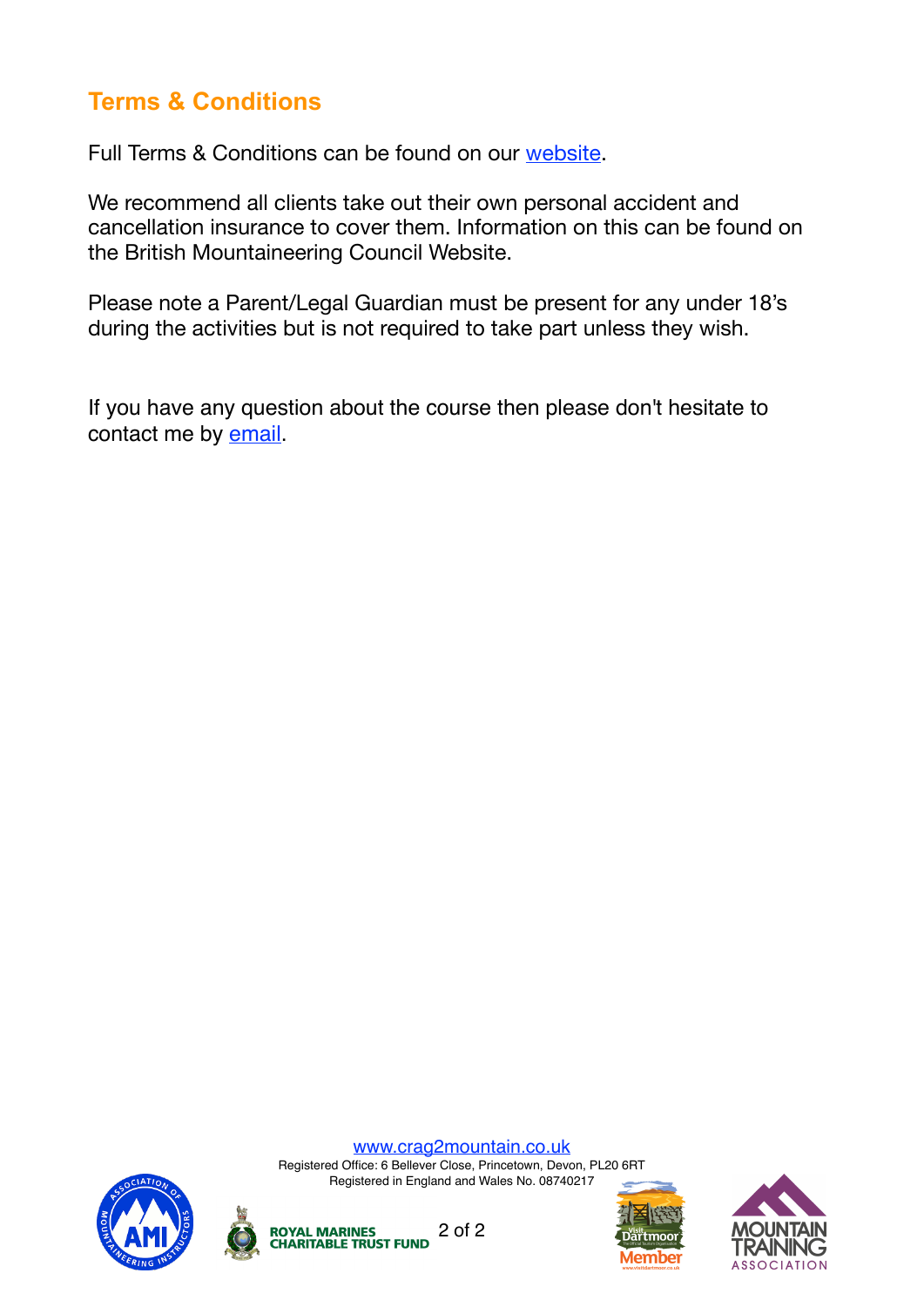## Terms & Conditions

Full Terms & Conditions can be found on our [website](#).

We recommend all clients take out their own personal accident and cancellation insurance to cover them. Information on this can be found on the British Mountaineering Council Website.

Please note a Parent/Legal Guardian must be present for any under 18's during the activities but is not required to take part unless they wish.

If you have any question about the course then please don't hesitate to contact me by [email](#).

www.crag2mountain.co.uk
Registered Office: 6 Bellever Close, Princetown, Devon, PL20 6RT
Registered in England and Wales No. 08740217